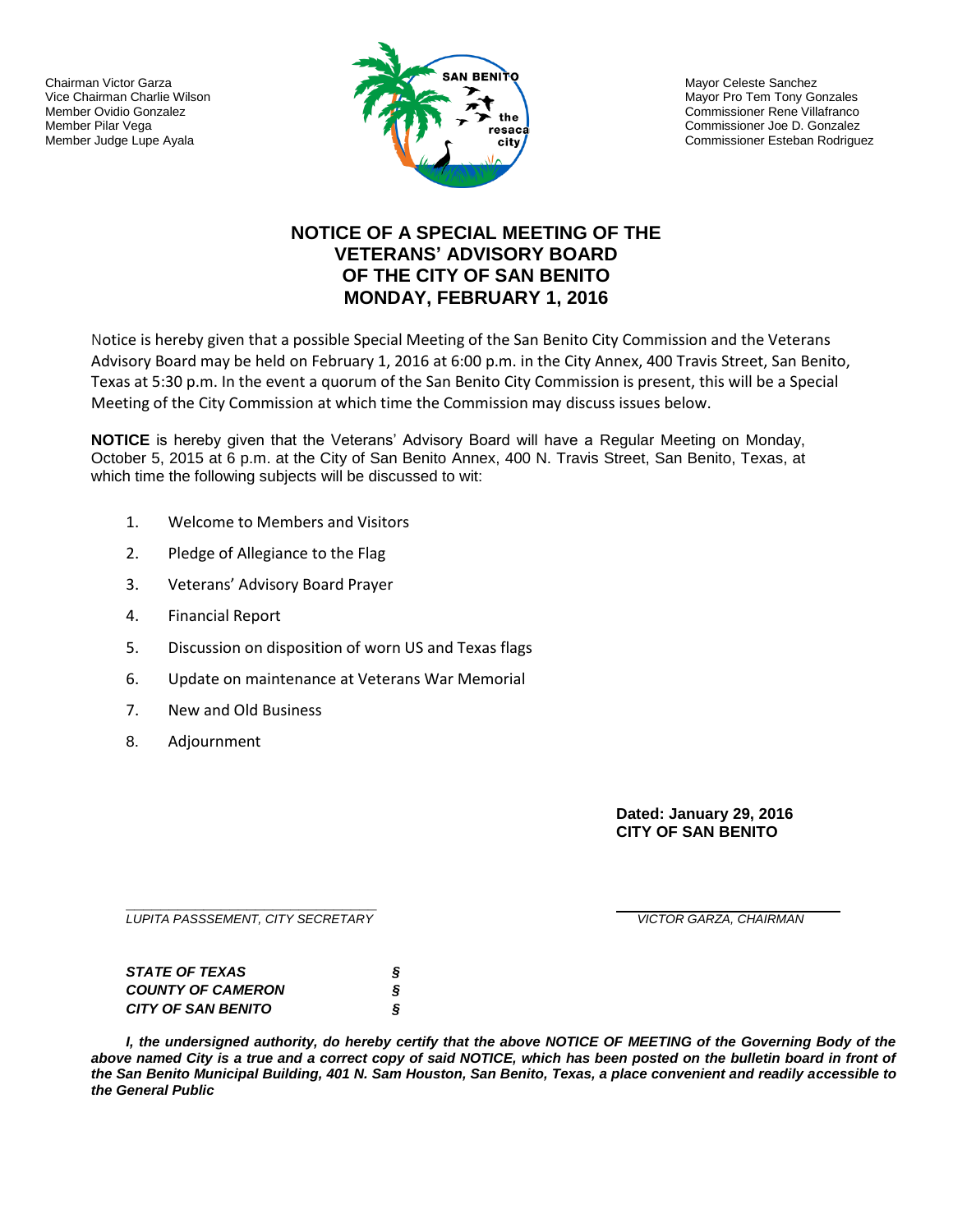Chairman Victor Garza
Vice Chairman Charlie Wilson
Member Ovidio Gonzalez
Member Pilar Vega
Member Judge Lupe Ayala

SAN BENITO
the resaca city

Mayor Celeste Sanchez
Mayor Pro Tem Tony Gonzales
Commissioner Rene Villafranco
Commissioner Joe D. Gonzalez
Commissioner Esteban Rodriguez

# NOTICE OF A SPECIAL MEETING OF THE VETERANS' ADVISORY BOARD OF THE CITY OF SAN BENITO MONDAY, FEBRUARY 1, 2016

Notice is hereby given that a possible Special Meeting of the San Benito City Commission and the Veterans Advisory Board may be held on February 1, 2016 at 6:00 p.m. in the City Annex, 400 Travis Street, San Benito, Texas at 5:30 p.m. In the event a quorum of the San Benito City Commission is present, this will be a Special Meeting of the City Commission at which time the Commission may discuss issues below.

**NOTICE** is hereby given that the Veterans' Advisory Board will have a Regular Meeting on Monday, October 5, 2015 at 6 p.m. at the City of San Benito Annex, 400 N. Travis Street, San Benito, Texas, at which time the following subjects will be discussed to wit:

1. Welcome to Members and Visitors
2. Pledge of Allegiance to the Flag
3. Veterans' Advisory Board Prayer
4. Financial Report
5. Discussion on disposition of worn US and Texas flags
6. Update on maintenance at Veterans War Memorial
7. New and Old Business
8. Adjournment

**Dated: January 29, 2016**
**CITY OF SAN BENITO**

*LUPITA PASSSEMENT, CITY SECRETARY*

*VICTOR GARZA, CHAIRMAN*

***STATE OF TEXAS*** §
***COUNTY OF CAMERON*** §
***CITY OF SAN BENITO*** §

***I, the undersigned authority, do hereby certify that the above NOTICE OF MEETING of the Governing Body of the above named City is a true and a correct copy of said NOTICE, which has been posted on the bulletin board in front of the San Benito Municipal Building, 401 N. Sam Houston, San Benito, Texas, a place convenient and readily accessible to the General Public***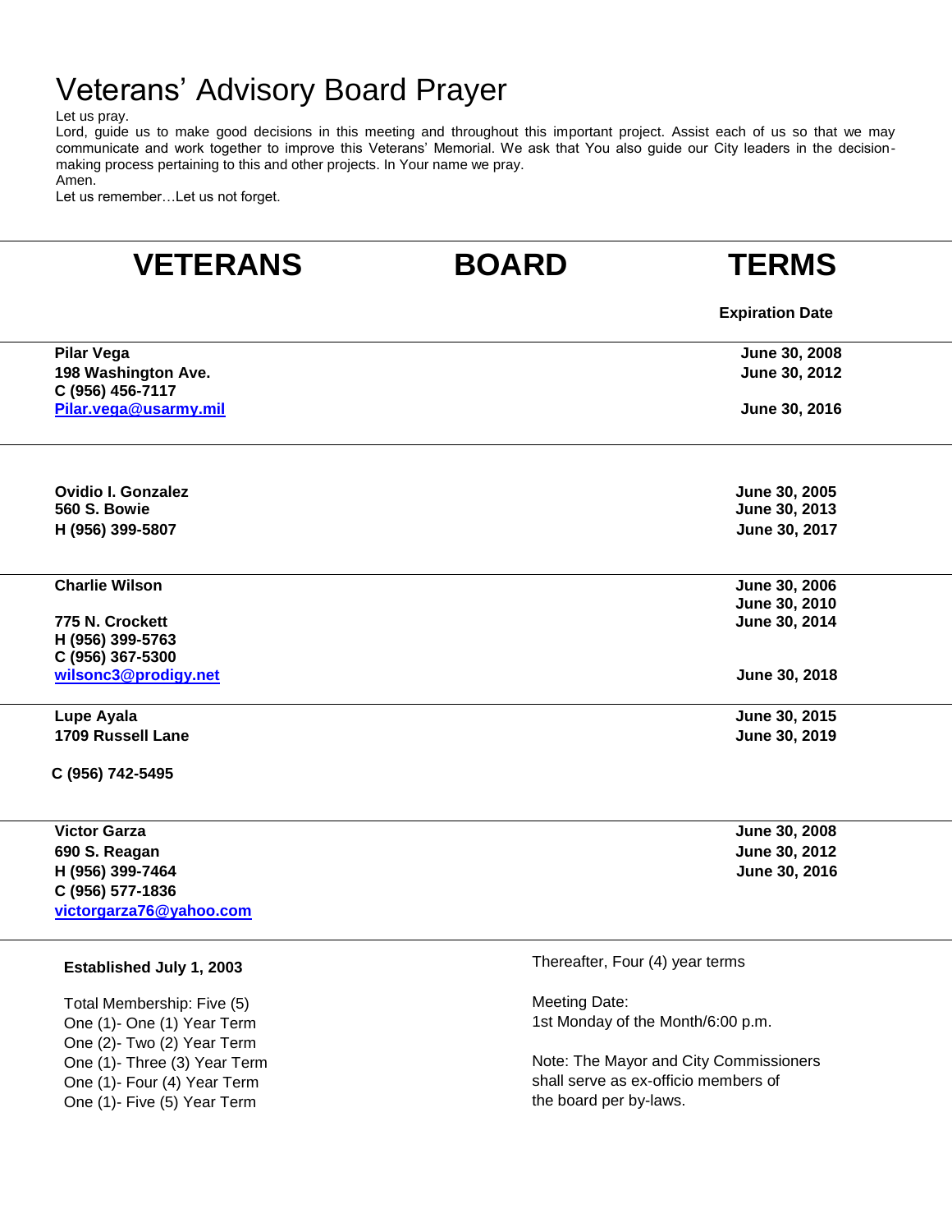# Veterans' Advisory Board Prayer

Let us pray.

Lord, guide us to make good decisions in this meeting and throughout this important project. Assist each of us so that we may communicate and work together to improve this Veterans' Memorial. We ask that You also guide our City leaders in the decision-making process pertaining to this and other projects. In Your name we pray.

Amen.

Let us remember…Let us not forget.

## VETERANS BOARD TERMS

| | Expiration Date |
|---|---|
| **Pilar Vega**<br>**198 Washington Ave.**<br>**C (956) 456-7117**<br>**Pilar.vega@usarmy.mil** | **June 30, 2008**<br>**June 30, 2012**<br>**June 30, 2016** |
| **Ovidio I. Gonzalez**<br>**560 S. Bowie**<br>**H (956) 399-5807** | **June 30, 2005**<br>**June 30, 2013**<br>**June 30, 2017** |
| **Charlie Wilson**<br>**775 N. Crockett**<br>**H (956) 399-5763**<br>**C (956) 367-5300**<br>**wilsonc3@prodigy.net** | **June 30, 2006**<br>**June 30, 2010**<br>**June 30, 2014**<br>**June 30, 2018** |
| **Lupe Ayala**<br>**1709 Russell Lane**<br>**C (956) 742-5495** | **June 30, 2015**<br>**June 30, 2019** |
| **Victor Garza**<br>**690 S. Reagan**<br>**H (956) 399-7464**<br>**C (956) 577-1836**<br>**victorgarza76@yahoo.com** | **June 30, 2008**<br>**June 30, 2012**<br>**June 30, 2016** |

**Established July 1, 2003**

Total Membership: Five (5)
One (1)- One (1) Year Term
One (2)- Two (2) Year Term
One (1)- Three (3) Year Term
One (1)- Four (4) Year Term
One (1)- Five (5) Year Term

Thereafter, Four (4) year terms

Meeting Date:
1st Monday of the Month/6:00 p.m.

Note: The Mayor and City Commissioners shall serve as ex-officio members of the board per by-laws.